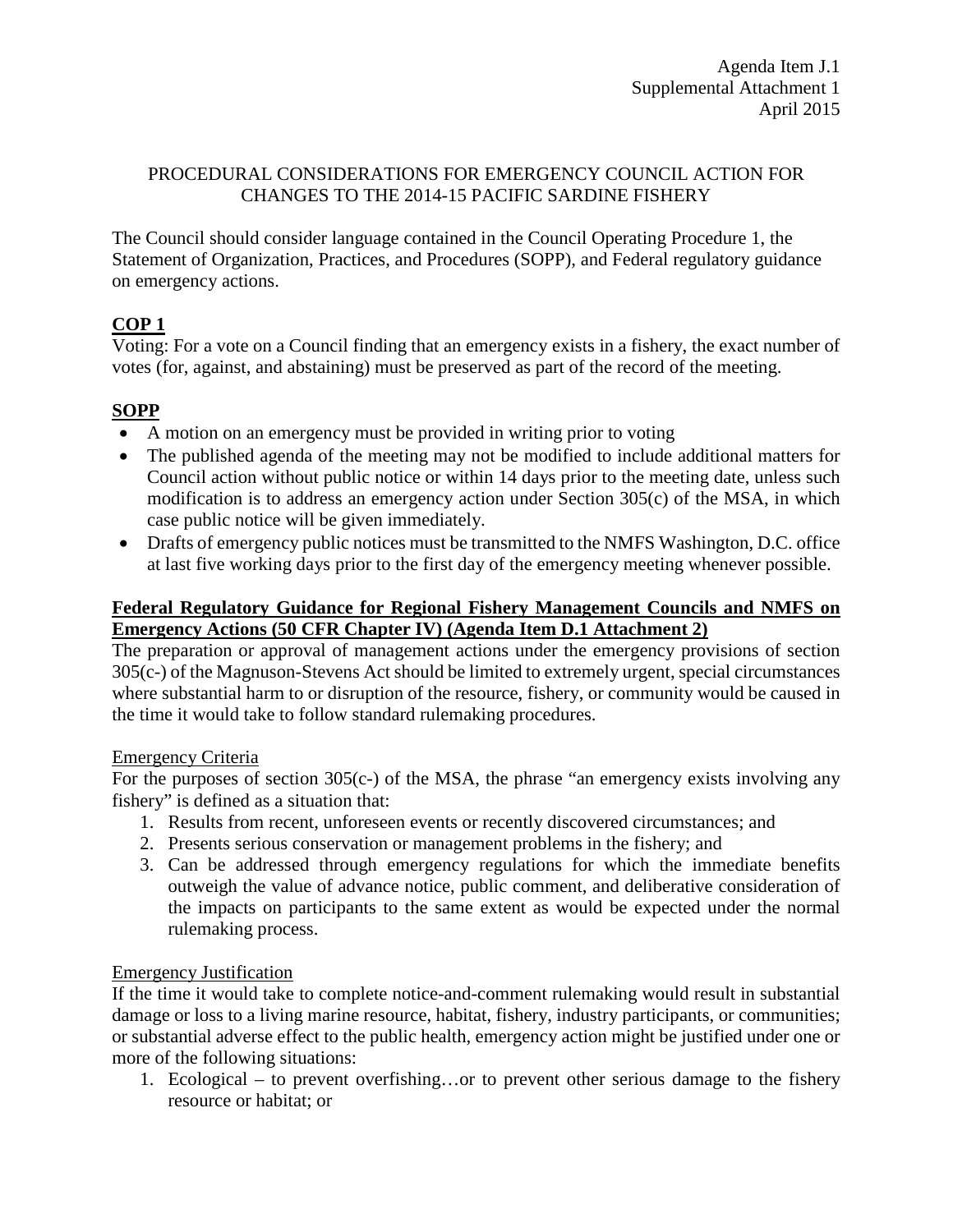Agenda Item J.1
Supplemental Attachment 1
April 2015

PROCEDURAL CONSIDERATIONS FOR EMERGENCY COUNCIL ACTION FOR CHANGES TO THE 2014-15 PACIFIC SARDINE FISHERY

The Council should consider language contained in the Council Operating Procedure 1, the Statement of Organization, Practices, and Procedures (SOPP), and Federal regulatory guidance on emergency actions.

## COP 1

Voting: For a vote on a Council finding that an emergency exists in a fishery, the exact number of votes (for, against, and abstaining) must be preserved as part of the record of the meeting.

## SOPP

- A motion on an emergency must be provided in writing prior to voting
- The published agenda of the meeting may not be modified to include additional matters for Council action without public notice or within 14 days prior to the meeting date, unless such modification is to address an emergency action under Section 305(c) of the MSA, in which case public notice will be given immediately.
- Drafts of emergency public notices must be transmitted to the NMFS Washington, D.C. office at last five working days prior to the first day of the emergency meeting whenever possible.

## Federal Regulatory Guidance for Regional Fishery Management Councils and NMFS on Emergency Actions (50 CFR Chapter IV) (Agenda Item D.1 Attachment 2)

The preparation or approval of management actions under the emergency provisions of section 305(c-) of the Magnuson-Stevens Act should be limited to extremely urgent, special circumstances where substantial harm to or disruption of the resource, fishery, or community would be caused in the time it would take to follow standard rulemaking procedures.

### Emergency Criteria

For the purposes of section 305(c-) of the MSA, the phrase "an emergency exists involving any fishery" is defined as a situation that:

1. Results from recent, unforeseen events or recently discovered circumstances; and
2. Presents serious conservation or management problems in the fishery; and
3. Can be addressed through emergency regulations for which the immediate benefits outweigh the value of advance notice, public comment, and deliberative consideration of the impacts on participants to the same extent as would be expected under the normal rulemaking process.

### Emergency Justification

If the time it would take to complete notice-and-comment rulemaking would result in substantial damage or loss to a living marine resource, habitat, fishery, industry participants, or communities; or substantial adverse effect to the public health, emergency action might be justified under one or more of the following situations:

1. Ecological – to prevent overfishing…or to prevent other serious damage to the fishery resource or habitat; or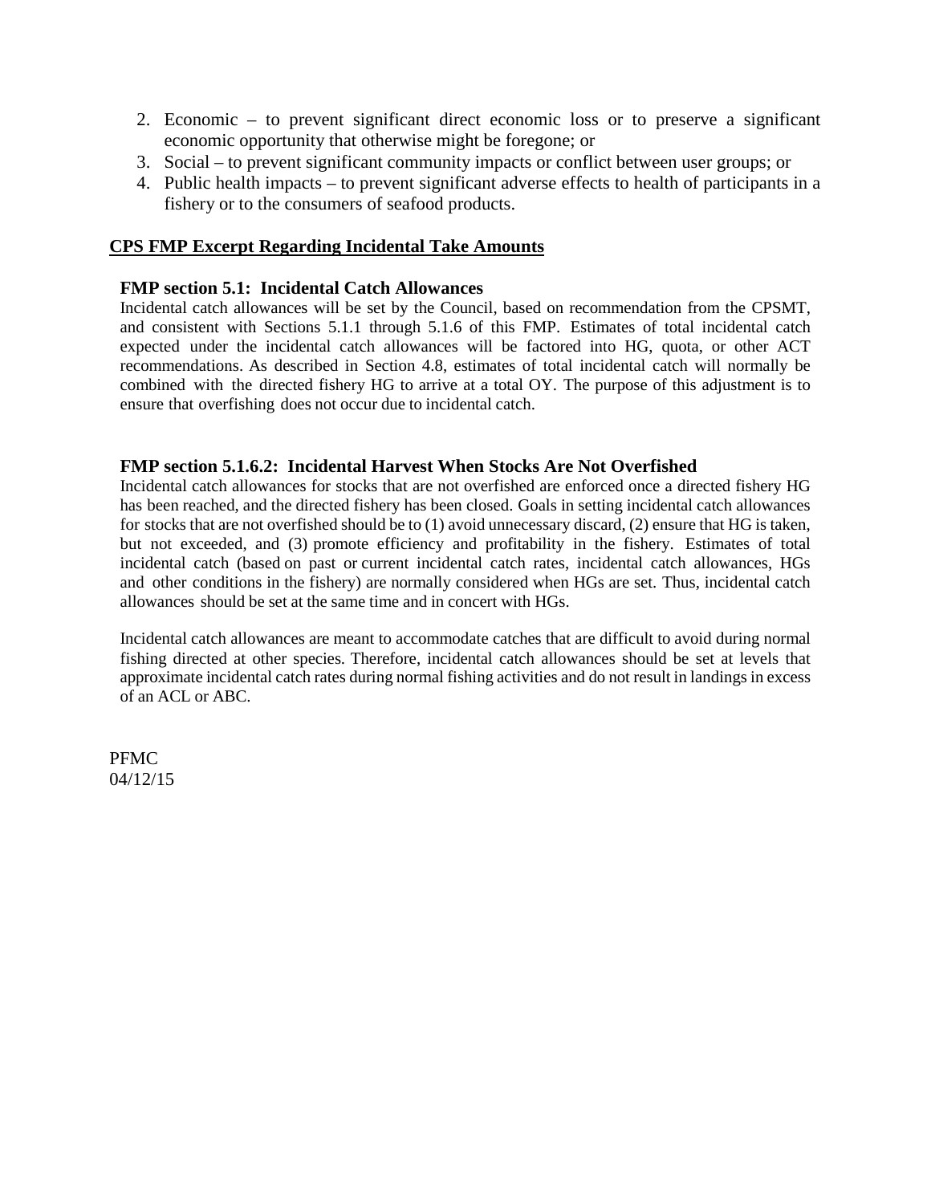2. Economic – to prevent significant direct economic loss or to preserve a significant economic opportunity that otherwise might be foregone; or
3. Social – to prevent significant community impacts or conflict between user groups; or
4. Public health impacts – to prevent significant adverse effects to health of participants in a fishery or to the consumers of seafood products.

## CPS FMP Excerpt Regarding Incidental Take Amounts

### FMP section 5.1: Incidental Catch Allowances

Incidental catch allowances will be set by the Council, based on recommendation from the CPSMT, and consistent with Sections 5.1.1 through 5.1.6 of this FMP. Estimates of total incidental catch expected under the incidental catch allowances will be factored into HG, quota, or other ACT recommendations. As described in Section 4.8, estimates of total incidental catch will normally be combined with the directed fishery HG to arrive at a total OY. The purpose of this adjustment is to ensure that overfishing does not occur due to incidental catch.

### FMP section 5.1.6.2: Incidental Harvest When Stocks Are Not Overfished

Incidental catch allowances for stocks that are not overfished are enforced once a directed fishery HG has been reached, and the directed fishery has been closed. Goals in setting incidental catch allowances for stocks that are not overfished should be to (1) avoid unnecessary discard, (2) ensure that HG is taken, but not exceeded, and (3) promote efficiency and profitability in the fishery. Estimates of total incidental catch (based on past or current incidental catch rates, incidental catch allowances, HGs and other conditions in the fishery) are normally considered when HGs are set. Thus, incidental catch allowances should be set at the same time and in concert with HGs.

Incidental catch allowances are meant to accommodate catches that are difficult to avoid during normal fishing directed at other species. Therefore, incidental catch allowances should be set at levels that approximate incidental catch rates during normal fishing activities and do not result in landings in excess of an ACL or ABC.

PFMC
04/12/15